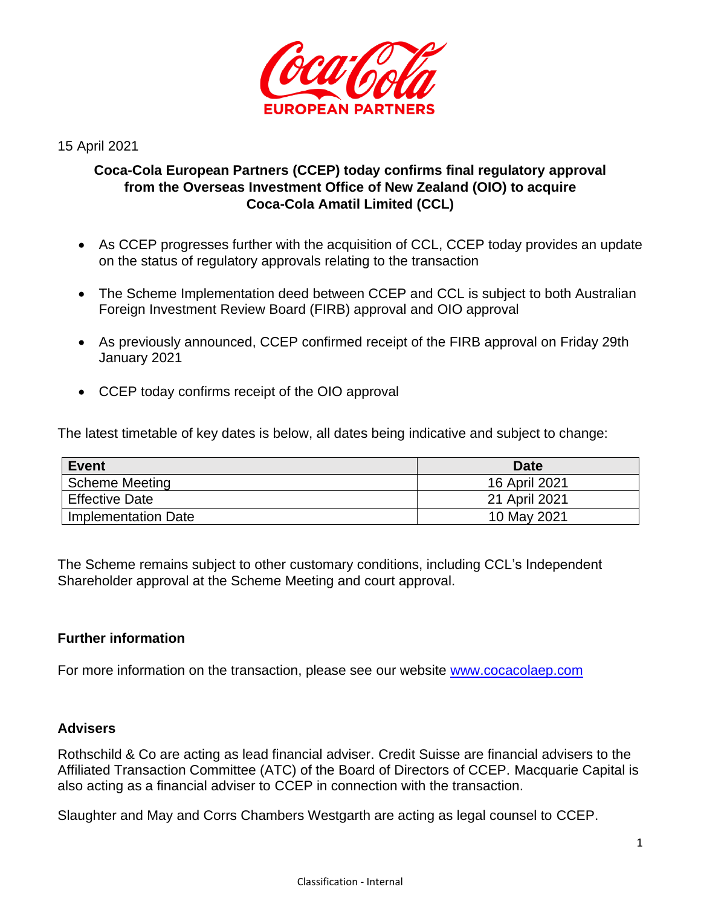15 April 2021

**Coca-Cola European Partners (CCEP) today confirms final regulatory approval from the Overseas Investment Office of New Zealand (OIO) to acquire Coca-Cola Amatil Limited (CCL)**

- As CCEP progresses further with the acquisition of CCL, CCEP today provides an update on the status of regulatory approvals relating to the transaction
- The Scheme Implementation deed between CCEP and CCL is subject to both Australian Foreign Investment Review Board (FIRB) approval and OIO approval
- As previously announced, CCEP confirmed receipt of the FIRB approval on Friday 29th January 2021
- CCEP today confirms receipt of the OIO approval

The latest timetable of key dates is below, all dates being indicative and subject to change:

| Event | Date |
|---|---|
| Scheme Meeting | 16 April 2021 |
| Effective Date | 21 April 2021 |
| Implementation Date | 10 May 2021 |

The Scheme remains subject to other customary conditions, including CCL's Independent Shareholder approval at the Scheme Meeting and court approval.

### Further information

For more information on the transaction, please see our website [www.cocacolaep.com](http://www.cocacolaep.com)

### Advisers

Rothschild & Co are acting as lead financial adviser. Credit Suisse are financial advisers to the Affiliated Transaction Committee (ATC) of the Board of Directors of CCEP. Macquarie Capital is also acting as a financial adviser to CCEP in connection with the transaction.

Slaughter and May and Corrs Chambers Westgarth are acting as legal counsel to CCEP.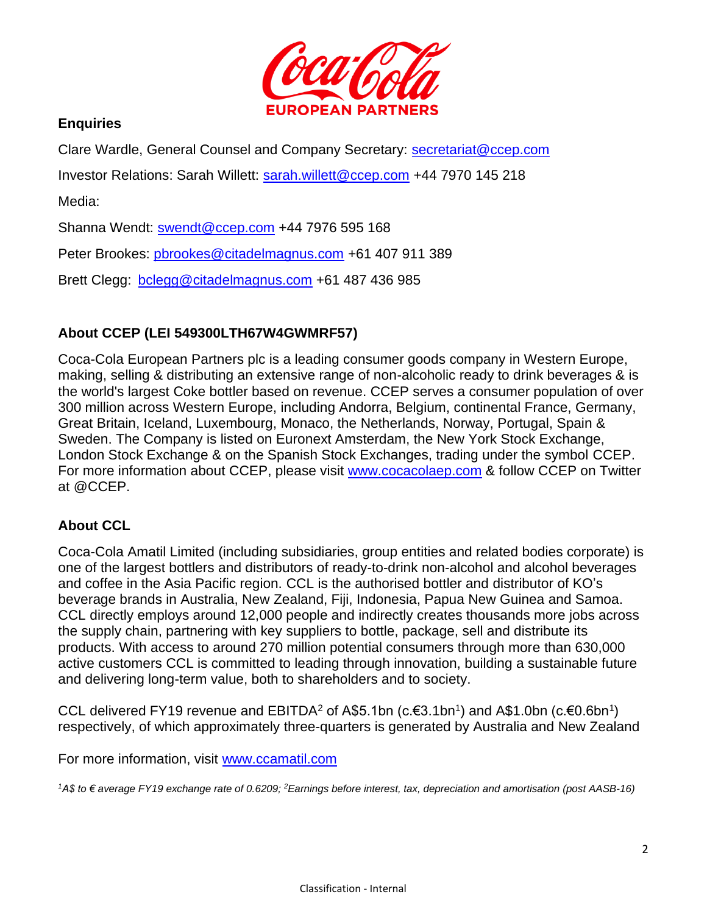## Enquiries

Clare Wardle, General Counsel and Company Secretary: secretariat@ccep.com

Investor Relations: Sarah Willett: sarah.willett@ccep.com +44 7970 145 218

Media:

Shanna Wendt: swendt@ccep.com +44 7976 595 168

Peter Brookes: pbrookes@citadelmagnus.com +61 407 911 389

Brett Clegg: bclegg@citadelmagnus.com +61 487 436 985

## About CCEP (LEI 549300LTH67W4GWMRF57)

Coca-Cola European Partners plc is a leading consumer goods company in Western Europe, making, selling & distributing an extensive range of non-alcoholic ready to drink beverages & is the world's largest Coke bottler based on revenue. CCEP serves a consumer population of over 300 million across Western Europe, including Andorra, Belgium, continental France, Germany, Great Britain, Iceland, Luxembourg, Monaco, the Netherlands, Norway, Portugal, Spain & Sweden. The Company is listed on Euronext Amsterdam, the New York Stock Exchange, London Stock Exchange & on the Spanish Stock Exchanges, trading under the symbol CCEP. For more information about CCEP, please visit www.cocacolaep.com & follow CCEP on Twitter at @CCEP.

## About CCL

Coca-Cola Amatil Limited (including subsidiaries, group entities and related bodies corporate) is one of the largest bottlers and distributors of ready-to-drink non-alcohol and alcohol beverages and coffee in the Asia Pacific region. CCL is the authorised bottler and distributor of KO's beverage brands in Australia, New Zealand, Fiji, Indonesia, Papua New Guinea and Samoa. CCL directly employs around 12,000 people and indirectly creates thousands more jobs across the supply chain, partnering with key suppliers to bottle, package, sell and distribute its products. With access to around 270 million potential consumers through more than 630,000 active customers CCL is committed to leading through innovation, building a sustainable future and delivering long-term value, both to shareholders and to society.

CCL delivered FY19 revenue and EBITDA[2] of A$5.1bn (c.€3.1bn[1]) and A$1.0bn (c.€0.6bn[1]) respectively, of which approximately three-quarters is generated by Australia and New Zealand

For more information, visit www.ccamatil.com

*[1]A$ to € average FY19 exchange rate of 0.6209; [2]Earnings before interest, tax, depreciation and amortisation (post AASB-16)*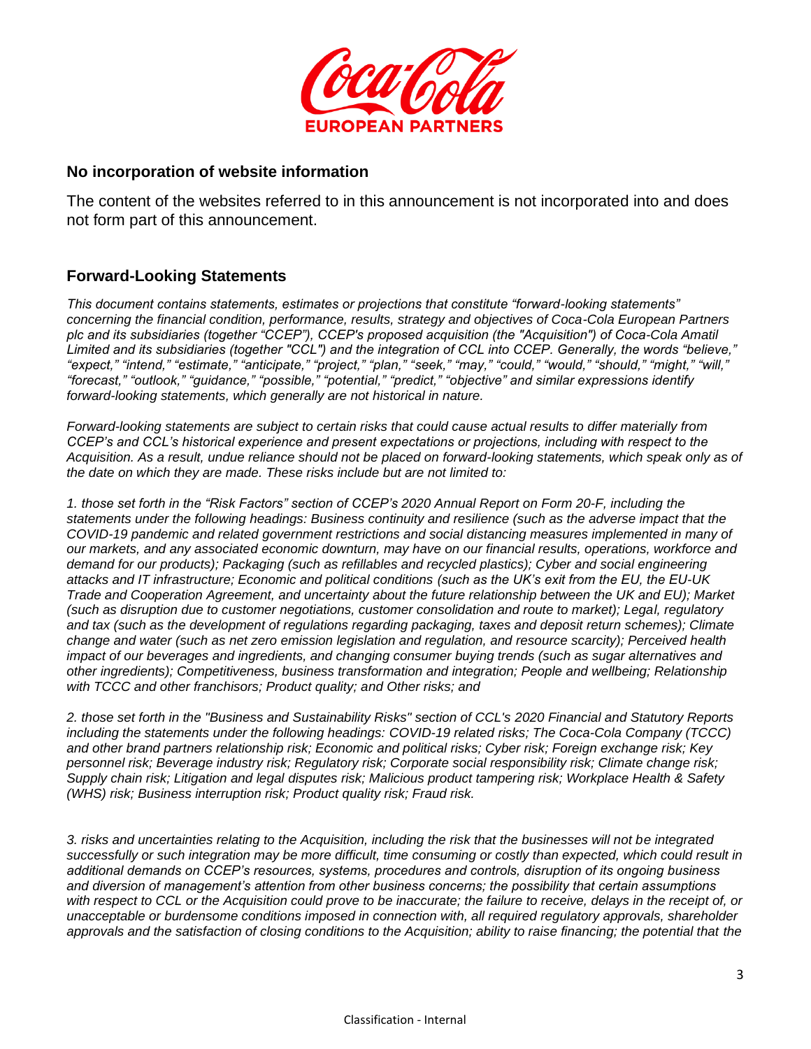## No incorporation of website information

The content of the websites referred to in this announcement is not incorporated into and does not form part of this announcement.

## Forward-Looking Statements

*This document contains statements, estimates or projections that constitute "forward-looking statements" concerning the financial condition, performance, results, strategy and objectives of Coca-Cola European Partners plc and its subsidiaries (together "CCEP"), CCEP's proposed acquisition (the "Acquisition") of Coca-Cola Amatil Limited and its subsidiaries (together "CCL") and the integration of CCL into CCEP. Generally, the words "believe," "expect," "intend," "estimate," "anticipate," "project," "plan," "seek," "may," "could," "would," "should," "might," "will," "forecast," "outlook," "guidance," "possible," "potential," "predict," "objective" and similar expressions identify forward-looking statements, which generally are not historical in nature.*

*Forward-looking statements are subject to certain risks that could cause actual results to differ materially from CCEP's and CCL's historical experience and present expectations or projections, including with respect to the Acquisition. As a result, undue reliance should not be placed on forward-looking statements, which speak only as of the date on which they are made. These risks include but are not limited to:*

*1. those set forth in the "Risk Factors" section of CCEP's 2020 Annual Report on Form 20-F, including the statements under the following headings: Business continuity and resilience (such as the adverse impact that the COVID-19 pandemic and related government restrictions and social distancing measures implemented in many of our markets, and any associated economic downturn, may have on our financial results, operations, workforce and demand for our products); Packaging (such as refillables and recycled plastics); Cyber and social engineering attacks and IT infrastructure; Economic and political conditions (such as the UK's exit from the EU, the EU-UK Trade and Cooperation Agreement, and uncertainty about the future relationship between the UK and EU); Market (such as disruption due to customer negotiations, customer consolidation and route to market); Legal, regulatory and tax (such as the development of regulations regarding packaging, taxes and deposit return schemes); Climate change and water (such as net zero emission legislation and regulation, and resource scarcity); Perceived health impact of our beverages and ingredients, and changing consumer buying trends (such as sugar alternatives and other ingredients); Competitiveness, business transformation and integration; People and wellbeing; Relationship with TCCC and other franchisors; Product quality; and Other risks; and*

*2. those set forth in the "Business and Sustainability Risks" section of CCL's 2020 Financial and Statutory Reports including the statements under the following headings: COVID-19 related risks; The Coca-Cola Company (TCCC) and other brand partners relationship risk; Economic and political risks; Cyber risk; Foreign exchange risk; Key personnel risk; Beverage industry risk; Regulatory risk; Corporate social responsibility risk; Climate change risk; Supply chain risk; Litigation and legal disputes risk; Malicious product tampering risk; Workplace Health & Safety (WHS) risk; Business interruption risk; Product quality risk; Fraud risk.*

*3. risks and uncertainties relating to the Acquisition, including the risk that the businesses will not be integrated successfully or such integration may be more difficult, time consuming or costly than expected, which could result in additional demands on CCEP's resources, systems, procedures and controls, disruption of its ongoing business and diversion of management's attention from other business concerns; the possibility that certain assumptions with respect to CCL or the Acquisition could prove to be inaccurate; the failure to receive, delays in the receipt of, or unacceptable or burdensome conditions imposed in connection with, all required regulatory approvals, shareholder approvals and the satisfaction of closing conditions to the Acquisition; ability to raise financing; the potential that the*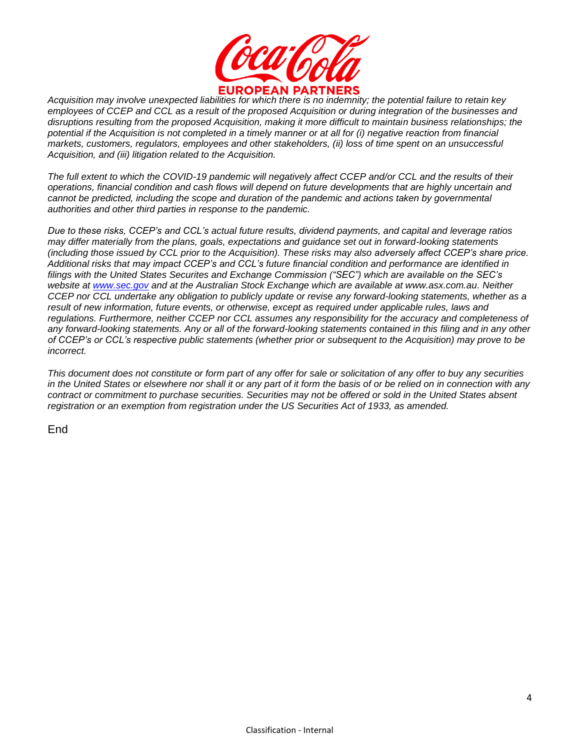*Acquisition may involve unexpected liabilities for which there is no indemnity; the potential failure to retain key employees of CCEP and CCL as a result of the proposed Acquisition or during integration of the businesses and disruptions resulting from the proposed Acquisition, making it more difficult to maintain business relationships; the potential if the Acquisition is not completed in a timely manner or at all for (i) negative reaction from financial markets, customers, regulators, employees and other stakeholders, (ii) loss of time spent on an unsuccessful Acquisition, and (iii) litigation related to the Acquisition.*

*The full extent to which the COVID-19 pandemic will negatively affect CCEP and/or CCL and the results of their operations, financial condition and cash flows will depend on future developments that are highly uncertain and cannot be predicted, including the scope and duration of the pandemic and actions taken by governmental authorities and other third parties in response to the pandemic.*

*Due to these risks, CCEP's and CCL's actual future results, dividend payments, and capital and leverage ratios may differ materially from the plans, goals, expectations and guidance set out in forward-looking statements (including those issued by CCL prior to the Acquisition). These risks may also adversely affect CCEP's share price. Additional risks that may impact CCEP's and CCL's future financial condition and performance are identified in filings with the United States Securites and Exchange Commission ("SEC") which are available on the SEC's website at [www.sec.gov](http://www.sec.gov) and at the Australian Stock Exchange which are available at www.asx.com.au. Neither CCEP nor CCL undertake any obligation to publicly update or revise any forward-looking statements, whether as a result of new information, future events, or otherwise, except as required under applicable rules, laws and regulations. Furthermore, neither CCEP nor CCL assumes any responsibility for the accuracy and completeness of any forward-looking statements. Any or all of the forward-looking statements contained in this filing and in any other of CCEP's or CCL's respective public statements (whether prior or subsequent to the Acquisition) may prove to be incorrect.*

*This document does not constitute or form part of any offer for sale or solicitation of any offer to buy any securities in the United States or elsewhere nor shall it or any part of it form the basis of or be relied on in connection with any contract or commitment to purchase securities. Securities may not be offered or sold in the United States absent registration or an exemption from registration under the US Securities Act of 1933, as amended.*

End